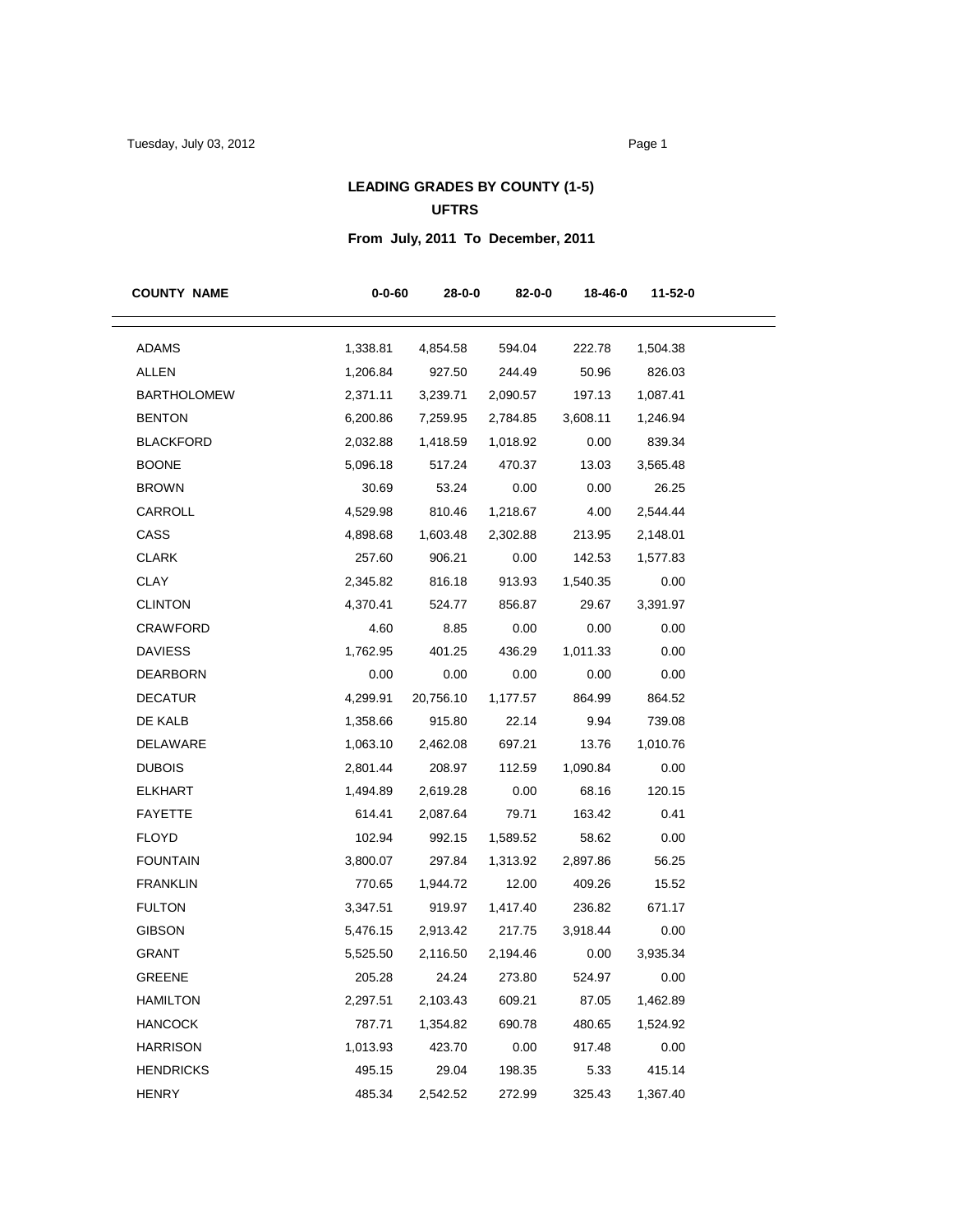# LEADING GRADES BY COUNTY (1-5)

## UFTRS

### From July, 2011 To December, 2011

| COUNTY NAME | 0-0-60 | 28-0-0 | 82-0-0 | 18-46-0 | 11-52-0 |
|---|---|---|---|---|---|
| ADAMS | 1,338.81 | 4,854.58 | 594.04 | 222.78 | 1,504.38 |
| ALLEN | 1,206.84 | 927.50 | 244.49 | 50.96 | 826.03 |
| BARTHOLOMEW | 2,371.11 | 3,239.71 | 2,090.57 | 197.13 | 1,087.41 |
| BENTON | 6,200.86 | 7,259.95 | 2,784.85 | 3,608.11 | 1,246.94 |
| BLACKFORD | 2,032.88 | 1,418.59 | 1,018.92 | 0.00 | 839.34 |
| BOONE | 5,096.18 | 517.24 | 470.37 | 13.03 | 3,565.48 |
| BROWN | 30.69 | 53.24 | 0.00 | 0.00 | 26.25 |
| CARROLL | 4,529.98 | 810.46 | 1,218.67 | 4.00 | 2,544.44 |
| CASS | 4,898.68 | 1,603.48 | 2,302.88 | 213.95 | 2,148.01 |
| CLARK | 257.60 | 906.21 | 0.00 | 142.53 | 1,577.83 |
| CLAY | 2,345.82 | 816.18 | 913.93 | 1,540.35 | 0.00 |
| CLINTON | 4,370.41 | 524.77 | 856.87 | 29.67 | 3,391.97 |
| CRAWFORD | 4.60 | 8.85 | 0.00 | 0.00 | 0.00 |
| DAVIESS | 1,762.95 | 401.25 | 436.29 | 1,011.33 | 0.00 |
| DEARBORN | 0.00 | 0.00 | 0.00 | 0.00 | 0.00 |
| DECATUR | 4,299.91 | 20,756.10 | 1,177.57 | 864.99 | 864.52 |
| DE KALB | 1,358.66 | 915.80 | 22.14 | 9.94 | 739.08 |
| DELAWARE | 1,063.10 | 2,462.08 | 697.21 | 13.76 | 1,010.76 |
| DUBOIS | 2,801.44 | 208.97 | 112.59 | 1,090.84 | 0.00 |
| ELKHART | 1,494.89 | 2,619.28 | 0.00 | 68.16 | 120.15 |
| FAYETTE | 614.41 | 2,087.64 | 79.71 | 163.42 | 0.41 |
| FLOYD | 102.94 | 992.15 | 1,589.52 | 58.62 | 0.00 |
| FOUNTAIN | 3,800.07 | 297.84 | 1,313.92 | 2,897.86 | 56.25 |
| FRANKLIN | 770.65 | 1,944.72 | 12.00 | 409.26 | 15.52 |
| FULTON | 3,347.51 | 919.97 | 1,417.40 | 236.82 | 671.17 |
| GIBSON | 5,476.15 | 2,913.42 | 217.75 | 3,918.44 | 0.00 |
| GRANT | 5,525.50 | 2,116.50 | 2,194.46 | 0.00 | 3,935.34 |
| GREENE | 205.28 | 24.24 | 273.80 | 524.97 | 0.00 |
| HAMILTON | 2,297.51 | 2,103.43 | 609.21 | 87.05 | 1,462.89 |
| HANCOCK | 787.71 | 1,354.82 | 690.78 | 480.65 | 1,524.92 |
| HARRISON | 1,013.93 | 423.70 | 0.00 | 917.48 | 0.00 |
| HENDRICKS | 495.15 | 29.04 | 198.35 | 5.33 | 415.14 |
| HENRY | 485.34 | 2,542.52 | 272.99 | 325.43 | 1,367.40 |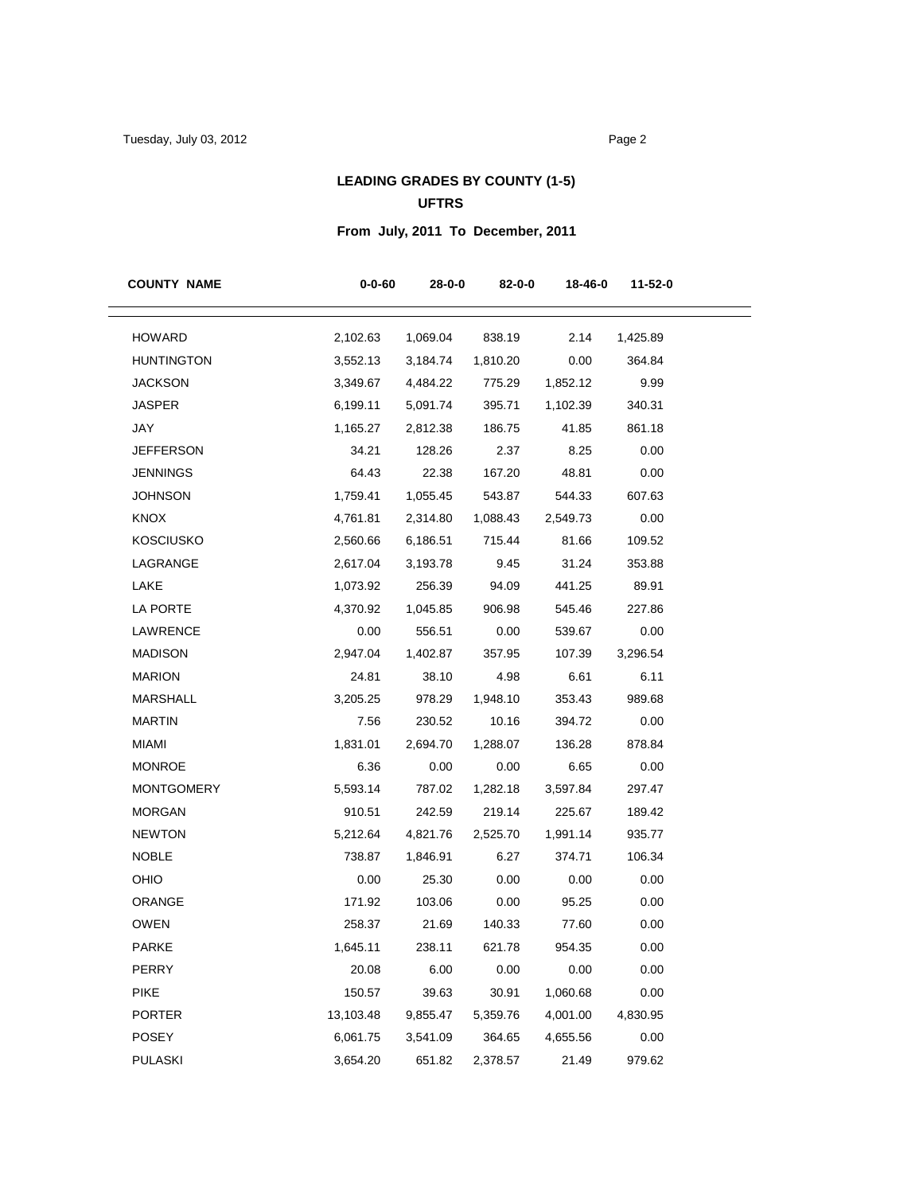## LEADING GRADES BY COUNTY (1-5)

## UFTRS

### From July, 2011 To December, 2011

| COUNTY NAME | 0-0-60 | 28-0-0 | 82-0-0 | 18-46-0 | 11-52-0 |
|---|---|---|---|---|---|
| HOWARD | 2,102.63 | 1,069.04 | 838.19 | 2.14 | 1,425.89 |
| HUNTINGTON | 3,552.13 | 3,184.74 | 1,810.20 | 0.00 | 364.84 |
| JACKSON | 3,349.67 | 4,484.22 | 775.29 | 1,852.12 | 9.99 |
| JASPER | 6,199.11 | 5,091.74 | 395.71 | 1,102.39 | 340.31 |
| JAY | 1,165.27 | 2,812.38 | 186.75 | 41.85 | 861.18 |
| JEFFERSON | 34.21 | 128.26 | 2.37 | 8.25 | 0.00 |
| JENNINGS | 64.43 | 22.38 | 167.20 | 48.81 | 0.00 |
| JOHNSON | 1,759.41 | 1,055.45 | 543.87 | 544.33 | 607.63 |
| KNOX | 4,761.81 | 2,314.80 | 1,088.43 | 2,549.73 | 0.00 |
| KOSCIUSKO | 2,560.66 | 6,186.51 | 715.44 | 81.66 | 109.52 |
| LAGRANGE | 2,617.04 | 3,193.78 | 9.45 | 31.24 | 353.88 |
| LAKE | 1,073.92 | 256.39 | 94.09 | 441.25 | 89.91 |
| LA PORTE | 4,370.92 | 1,045.85 | 906.98 | 545.46 | 227.86 |
| LAWRENCE | 0.00 | 556.51 | 0.00 | 539.67 | 0.00 |
| MADISON | 2,947.04 | 1,402.87 | 357.95 | 107.39 | 3,296.54 |
| MARION | 24.81 | 38.10 | 4.98 | 6.61 | 6.11 |
| MARSHALL | 3,205.25 | 978.29 | 1,948.10 | 353.43 | 989.68 |
| MARTIN | 7.56 | 230.52 | 10.16 | 394.72 | 0.00 |
| MIAMI | 1,831.01 | 2,694.70 | 1,288.07 | 136.28 | 878.84 |
| MONROE | 6.36 | 0.00 | 0.00 | 6.65 | 0.00 |
| MONTGOMERY | 5,593.14 | 787.02 | 1,282.18 | 3,597.84 | 297.47 |
| MORGAN | 910.51 | 242.59 | 219.14 | 225.67 | 189.42 |
| NEWTON | 5,212.64 | 4,821.76 | 2,525.70 | 1,991.14 | 935.77 |
| NOBLE | 738.87 | 1,846.91 | 6.27 | 374.71 | 106.34 |
| OHIO | 0.00 | 25.30 | 0.00 | 0.00 | 0.00 |
| ORANGE | 171.92 | 103.06 | 0.00 | 95.25 | 0.00 |
| OWEN | 258.37 | 21.69 | 140.33 | 77.60 | 0.00 |
| PARKE | 1,645.11 | 238.11 | 621.78 | 954.35 | 0.00 |
| PERRY | 20.08 | 6.00 | 0.00 | 0.00 | 0.00 |
| PIKE | 150.57 | 39.63 | 30.91 | 1,060.68 | 0.00 |
| PORTER | 13,103.48 | 9,855.47 | 5,359.76 | 4,001.00 | 4,830.95 |
| POSEY | 6,061.75 | 3,541.09 | 364.65 | 4,655.56 | 0.00 |
| PULASKI | 3,654.20 | 651.82 | 2,378.57 | 21.49 | 979.62 |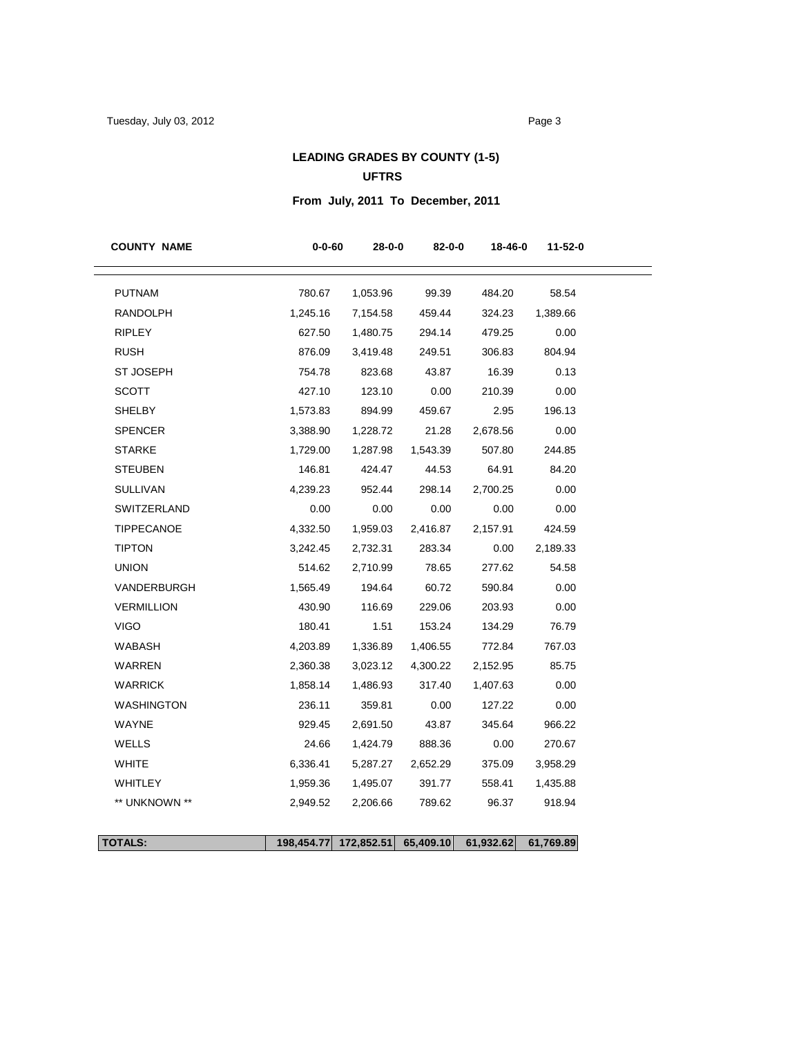**LEADING GRADES BY COUNTY (1-5)**

**UFTRS**

**From July, 2011 To December, 2011**

| COUNTY NAME | 0-0-60 | 28-0-0 | 82-0-0 | 18-46-0 | 11-52-0 |
|---|---|---|---|---|---|
| PUTNAM | 780.67 | 1,053.96 | 99.39 | 484.20 | 58.54 |
| RANDOLPH | 1,245.16 | 7,154.58 | 459.44 | 324.23 | 1,389.66 |
| RIPLEY | 627.50 | 1,480.75 | 294.14 | 479.25 | 0.00 |
| RUSH | 876.09 | 3,419.48 | 249.51 | 306.83 | 804.94 |
| ST JOSEPH | 754.78 | 823.68 | 43.87 | 16.39 | 0.13 |
| SCOTT | 427.10 | 123.10 | 0.00 | 210.39 | 0.00 |
| SHELBY | 1,573.83 | 894.99 | 459.67 | 2.95 | 196.13 |
| SPENCER | 3,388.90 | 1,228.72 | 21.28 | 2,678.56 | 0.00 |
| STARKE | 1,729.00 | 1,287.98 | 1,543.39 | 507.80 | 244.85 |
| STEUBEN | 146.81 | 424.47 | 44.53 | 64.91 | 84.20 |
| SULLIVAN | 4,239.23 | 952.44 | 298.14 | 2,700.25 | 0.00 |
| SWITZERLAND | 0.00 | 0.00 | 0.00 | 0.00 | 0.00 |
| TIPPECANOE | 4,332.50 | 1,959.03 | 2,416.87 | 2,157.91 | 424.59 |
| TIPTON | 3,242.45 | 2,732.31 | 283.34 | 0.00 | 2,189.33 |
| UNION | 514.62 | 2,710.99 | 78.65 | 277.62 | 54.58 |
| VANDERBURGH | 1,565.49 | 194.64 | 60.72 | 590.84 | 0.00 |
| VERMILLION | 430.90 | 116.69 | 229.06 | 203.93 | 0.00 |
| VIGO | 180.41 | 1.51 | 153.24 | 134.29 | 76.79 |
| WABASH | 4,203.89 | 1,336.89 | 1,406.55 | 772.84 | 767.03 |
| WARREN | 2,360.38 | 3,023.12 | 4,300.22 | 2,152.95 | 85.75 |
| WARRICK | 1,858.14 | 1,486.93 | 317.40 | 1,407.63 | 0.00 |
| WASHINGTON | 236.11 | 359.81 | 0.00 | 127.22 | 0.00 |
| WAYNE | 929.45 | 2,691.50 | 43.87 | 345.64 | 966.22 |
| WELLS | 24.66 | 1,424.79 | 888.36 | 0.00 | 270.67 |
| WHITE | 6,336.41 | 5,287.27 | 2,652.29 | 375.09 | 3,958.29 |
| WHITLEY | 1,959.36 | 1,495.07 | 391.77 | 558.41 | 1,435.88 |
| ** UNKNOWN ** | 2,949.52 | 2,206.66 | 789.62 | 96.37 | 918.94 |
| **TOTALS:** | **198,454.77** | **172,852.51** | **65,409.10** | **61,932.62** | **61,769.89** |